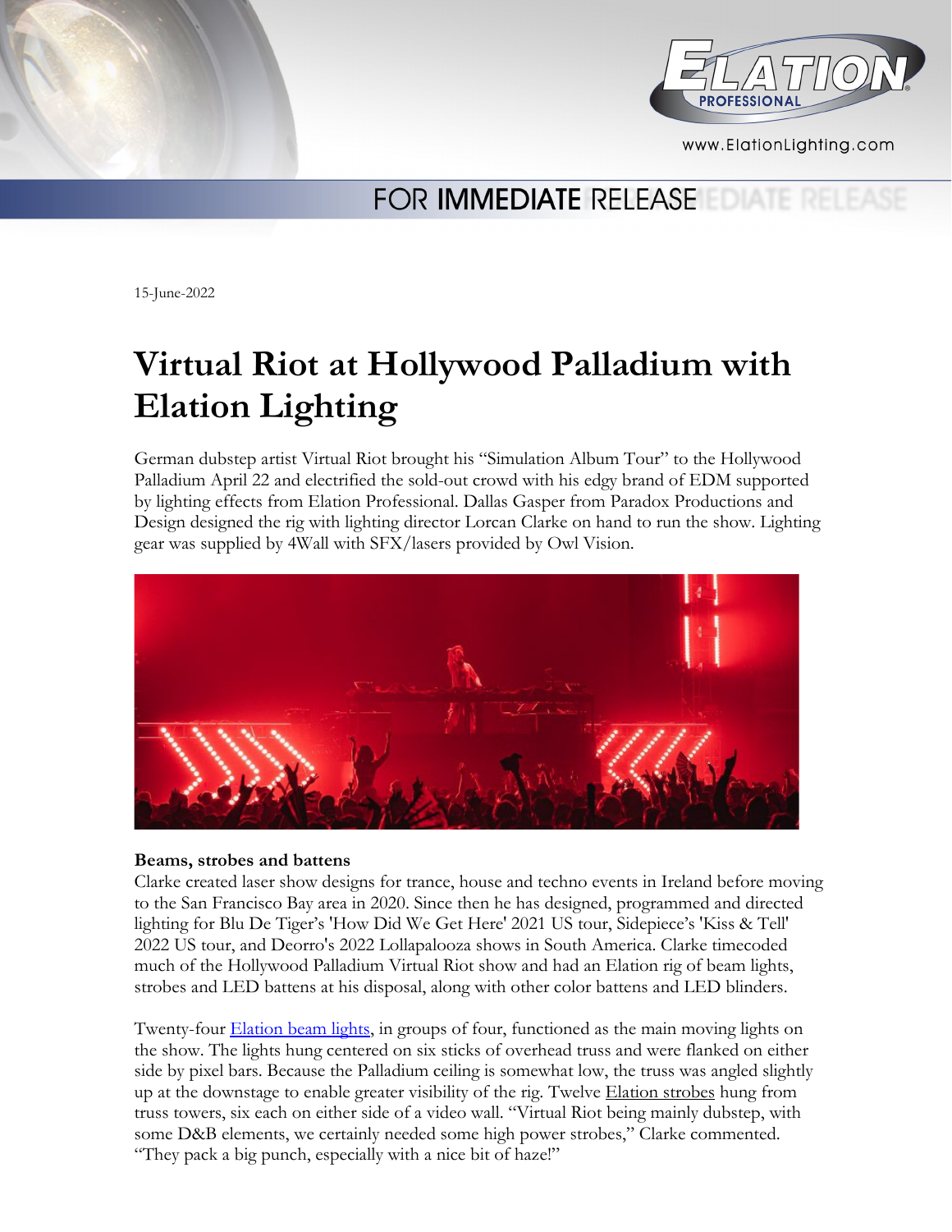www.ElationLighting.com

FOR IMMEDIATE RELEASE

15-June-2022

# Virtual Riot at Hollywood Palladium with Elation Lighting

German dubstep artist Virtual Riot brought his "Simulation Album Tour" to the Hollywood Palladium April 22 and electrified the sold-out crowd with his edgy brand of EDM supported by lighting effects from Elation Professional. Dallas Gasper from Paradox Productions and Design designed the rig with lighting director Lorcan Clarke on hand to run the show. Lighting gear was supplied by 4Wall with SFX/lasers provided by Owl Vision.

**Beams, strobes and battens**

Clarke created laser show designs for trance, house and techno events in Ireland before moving to the San Francisco Bay area in 2020. Since then he has designed, programmed and directed lighting for Blu De Tiger's 'How Did We Get Here' 2021 US tour, Sidepiece's 'Kiss & Tell' 2022 US tour, and Deorro's 2022 Lollapalooza shows in South America. Clarke timecoded much of the Hollywood Palladium Virtual Riot show and had an Elation rig of beam lights, strobes and LED battens at his disposal, along with other color battens and LED blinders.

Twenty-four Elation beam lights, in groups of four, functioned as the main moving lights on the show. The lights hung centered on six sticks of overhead truss and were flanked on either side by pixel bars. Because the Palladium ceiling is somewhat low, the truss was angled slightly up at the downstage to enable greater visibility of the rig. Twelve Elation strobes hung from truss towers, six each on either side of a video wall. "Virtual Riot being mainly dubstep, with some D&B elements, we certainly needed some high power strobes," Clarke commented. "They pack a big punch, especially with a nice bit of haze!"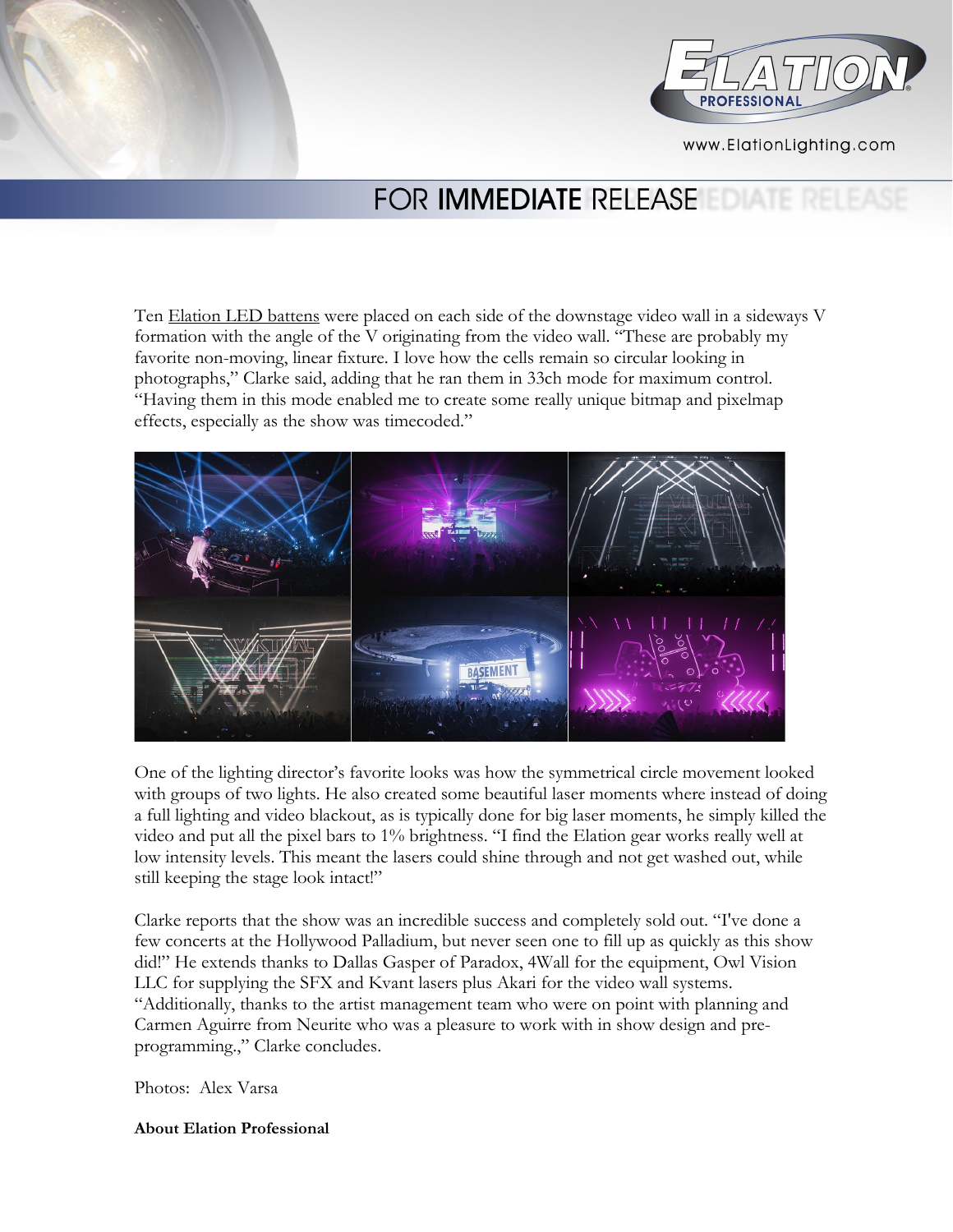Ten Elation LED battens were placed on each side of the downstage video wall in a sideways V formation with the angle of the V originating from the video wall. "These are probably my favorite non-moving, linear fixture. I love how the cells remain so circular looking in photographs," Clarke said, adding that he ran them in 33ch mode for maximum control. "Having them in this mode enabled me to create some really unique bitmap and pixelmap effects, especially as the show was timecoded."

One of the lighting director's favorite looks was how the symmetrical circle movement looked with groups of two lights. He also created some beautiful laser moments where instead of doing a full lighting and video blackout, as is typically done for big laser moments, he simply killed the video and put all the pixel bars to 1% brightness. "I find the Elation gear works really well at low intensity levels. This meant the lasers could shine through and not get washed out, while still keeping the stage look intact!"

Clarke reports that the show was an incredible success and completely sold out. "I've done a few concerts at the Hollywood Palladium, but never seen one to fill up as quickly as this show did!" He extends thanks to Dallas Gasper of Paradox, 4Wall for the equipment, Owl Vision LLC for supplying the SFX and Kvant lasers plus Akari for the video wall systems. "Additionally, thanks to the artist management team who were on point with planning and Carmen Aguirre from Neurite who was a pleasure to work with in show design and pre-programming.," Clarke concludes.

Photos: Alex Varsa

**About Elation Professional**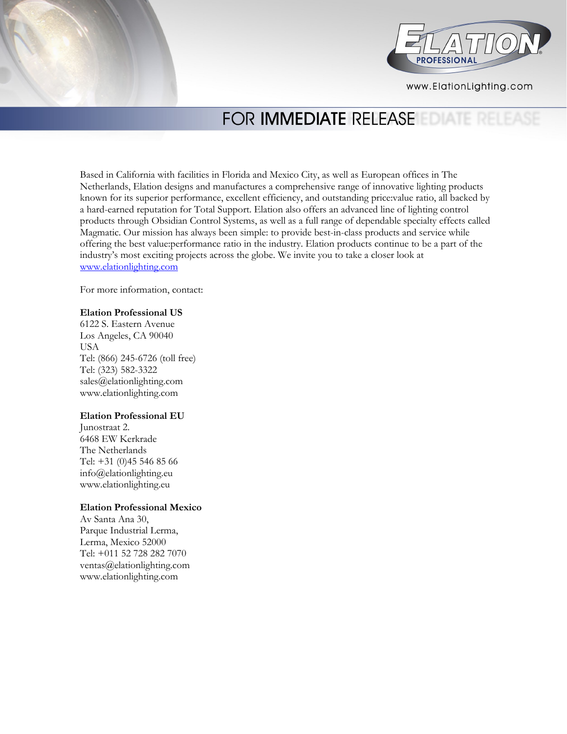Based in California with facilities in Florida and Mexico City, as well as European offices in The Netherlands, Elation designs and manufactures a comprehensive range of innovative lighting products known for its superior performance, excellent efficiency, and outstanding price:value ratio, all backed by a hard-earned reputation for Total Support. Elation also offers an advanced line of lighting control products through Obsidian Control Systems, as well as a full range of dependable specialty effects called Magmatic. Our mission has always been simple: to provide best-in-class products and service while offering the best value:performance ratio in the industry. Elation products continue to be a part of the industry's most exciting projects across the globe. We invite you to take a closer look at www.elationlighting.com

For more information, contact:

**Elation Professional US**
6122 S. Eastern Avenue
Los Angeles, CA 90040
USA
Tel: (866) 245-6726 (toll free)
Tel: (323) 582-3322
sales@elationlighting.com
www.elationlighting.com

**Elation Professional EU**
Junostraat 2.
6468 EW Kerkrade
The Netherlands
Tel: +31 (0)45 546 85 66
info@elationlighting.eu
www.elationlighting.eu

**Elation Professional Mexico**
Av Santa Ana 30,
Parque Industrial Lerma,
Lerma, Mexico 52000
Tel: +011 52 728 282 7070
ventas@elationlighting.com
www.elationlighting.com